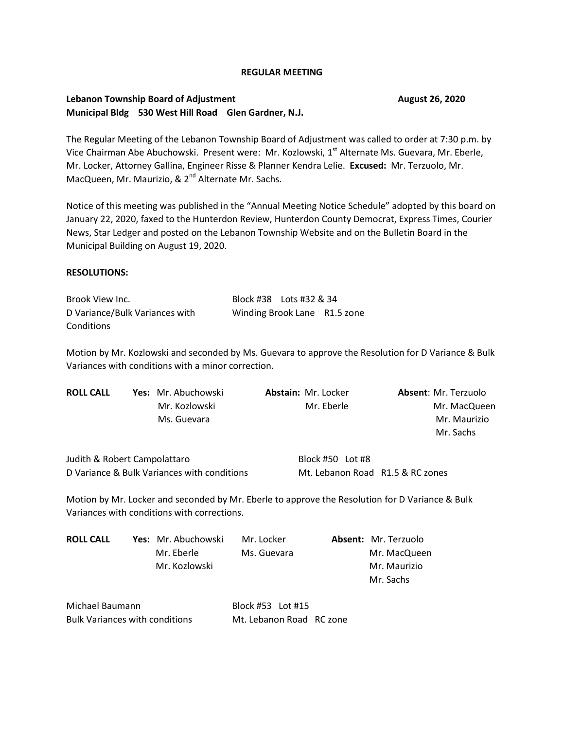**REGULAR MEETING**

**Lebanon Township Board of Adjustment** **August 26, 2020**
**Municipal Bldg 530 West Hill Road Glen Gardner, N.J.**

The Regular Meeting of the Lebanon Township Board of Adjustment was called to order at 7:30 p.m. by Vice Chairman Abe Abuchowski. Present were: Mr. Kozlowski, 1st Alternate Ms. Guevara, Mr. Eberle, Mr. Locker, Attorney Gallina, Engineer Risse & Planner Kendra Lelie. **Excused:** Mr. Terzuolo, Mr. MacQueen, Mr. Maurizio, & 2nd Alternate Mr. Sachs.

Notice of this meeting was published in the "Annual Meeting Notice Schedule" adopted by this board on January 22, 2020, faxed to the Hunterdon Review, Hunterdon County Democrat, Express Times, Courier News, Star Ledger and posted on the Lebanon Township Website and on the Bulletin Board in the Municipal Building on August 19, 2020.

**RESOLUTIONS:**

Brook View Inc. — Block #38 Lots #32 & 34
D Variance/Bulk Variances with Conditions — Winding Brook Lane R1.5 zone

Motion by Mr. Kozlowski and seconded by Ms. Guevara to approve the Resolution for D Variance & Bulk Variances with conditions with a minor correction.

| ROLL CALL | Yes: | Abstain: | Absent: |
|---|---|---|---|
| | Mr. Abuchowski | Mr. Locker | Mr. Terzuolo |
| | Mr. Kozlowski | Mr. Eberle | Mr. MacQueen |
| | Ms. Guevara | | Mr. Maurizio |
| | | | Mr. Sachs |

Judith & Robert Campolattaro — Block #50 Lot #8
D Variance & Bulk Variances with conditions — Mt. Lebanon Road R1.5 & RC zones

Motion by Mr. Locker and seconded by Mr. Eberle to approve the Resolution for D Variance & Bulk Variances with conditions with corrections.

| ROLL CALL | Yes: | | Absent: |
|---|---|---|---|
| | Mr. Abuchowski | Mr. Locker | Mr. Terzuolo |
| | Mr. Eberle | Ms. Guevara | Mr. MacQueen |
| | Mr. Kozlowski | | Mr. Maurizio |
| | | | Mr. Sachs |

Michael Baumann — Block #53 Lot #15
Bulk Variances with conditions — Mt. Lebanon Road RC zone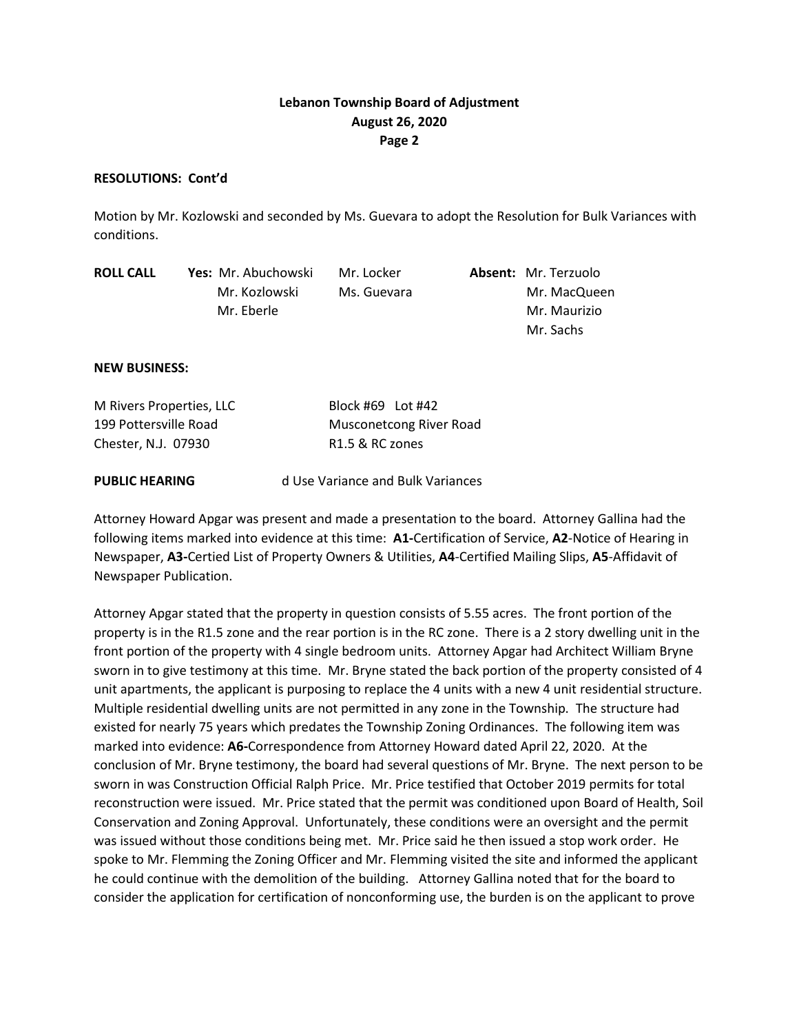**Lebanon Township Board of Adjustment**
**August 26, 2020**
**Page 2**

**RESOLUTIONS: Cont'd**

Motion by Mr. Kozlowski and seconded by Ms. Guevara to adopt the Resolution for Bulk Variances with conditions.

| **ROLL CALL** | **Yes:** Mr. Abuchowski | Mr. Locker | **Absent:** Mr. Terzuolo |
|---|---|---|---|
| | Mr. Kozlowski | Ms. Guevara | Mr. MacQueen |
| | Mr. Eberle | | Mr. Maurizio |
| | | | Mr. Sachs |

**NEW BUSINESS:**

M Rivers Properties, LLC
199 Pottersville Road
Chester, N.J. 07930

Block #69 Lot #42
Musconetcong River Road
R1.5 & RC zones

**PUBLIC HEARING** d Use Variance and Bulk Variances

Attorney Howard Apgar was present and made a presentation to the board. Attorney Gallina had the following items marked into evidence at this time: **A1-**Certification of Service, **A2**-Notice of Hearing in Newspaper, **A3-**Certied List of Property Owners & Utilities, **A4**-Certified Mailing Slips, **A5**-Affidavit of Newspaper Publication.

Attorney Apgar stated that the property in question consists of 5.55 acres. The front portion of the property is in the R1.5 zone and the rear portion is in the RC zone. There is a 2 story dwelling unit in the front portion of the property with 4 single bedroom units. Attorney Apgar had Architect William Bryne sworn in to give testimony at this time. Mr. Bryne stated the back portion of the property consisted of 4 unit apartments, the applicant is purposing to replace the 4 units with a new 4 unit residential structure. Multiple residential dwelling units are not permitted in any zone in the Township. The structure had existed for nearly 75 years which predates the Township Zoning Ordinances. The following item was marked into evidence: **A6-**Correspondence from Attorney Howard dated April 22, 2020. At the conclusion of Mr. Bryne testimony, the board had several questions of Mr. Bryne. The next person to be sworn in was Construction Official Ralph Price. Mr. Price testified that October 2019 permits for total reconstruction were issued. Mr. Price stated that the permit was conditioned upon Board of Health, Soil Conservation and Zoning Approval. Unfortunately, these conditions were an oversight and the permit was issued without those conditions being met. Mr. Price said he then issued a stop work order. He spoke to Mr. Flemming the Zoning Officer and Mr. Flemming visited the site and informed the applicant he could continue with the demolition of the building. Attorney Gallina noted that for the board to consider the application for certification of nonconforming use, the burden is on the applicant to prove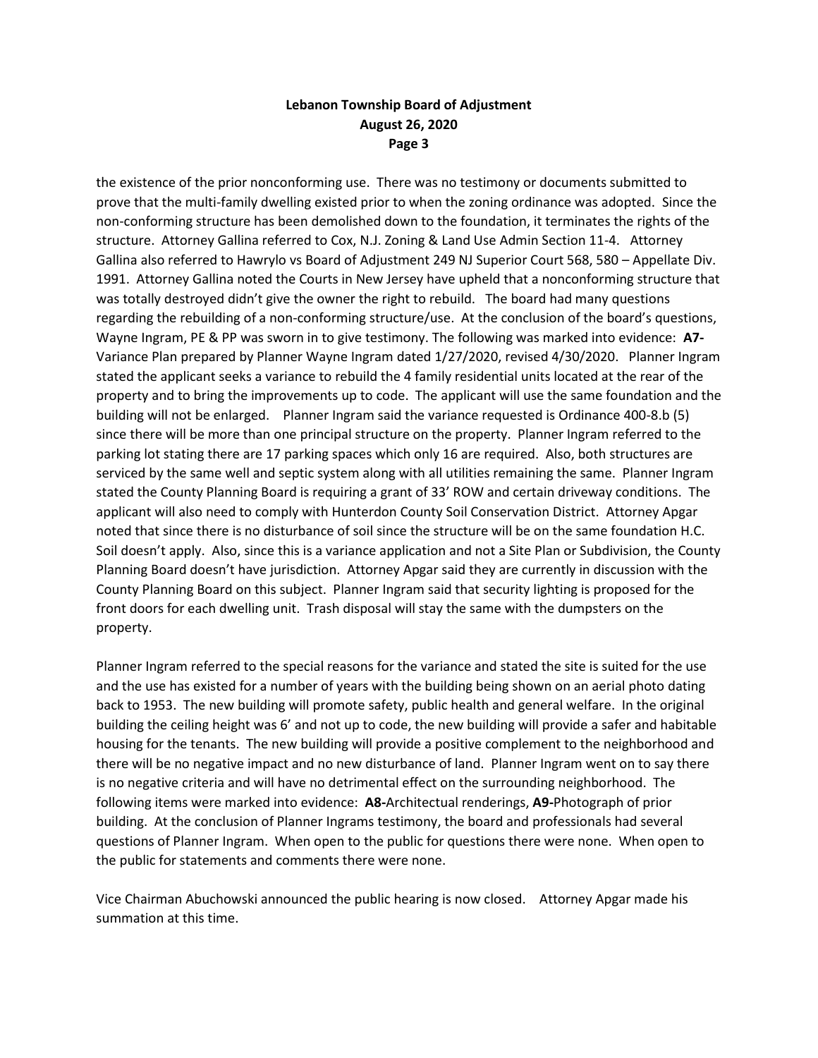the existence of the prior nonconforming use. There was no testimony or documents submitted to prove that the multi-family dwelling existed prior to when the zoning ordinance was adopted. Since the non-conforming structure has been demolished down to the foundation, it terminates the rights of the structure. Attorney Gallina referred to Cox, N.J. Zoning & Land Use Admin Section 11-4. Attorney Gallina also referred to Hawrylo vs Board of Adjustment 249 NJ Superior Court 568, 580 – Appellate Div. 1991. Attorney Gallina noted the Courts in New Jersey have upheld that a nonconforming structure that was totally destroyed didn't give the owner the right to rebuild. The board had many questions regarding the rebuilding of a non-conforming structure/use. At the conclusion of the board's questions, Wayne Ingram, PE & PP was sworn in to give testimony. The following was marked into evidence: **A7-** Variance Plan prepared by Planner Wayne Ingram dated 1/27/2020, revised 4/30/2020. Planner Ingram stated the applicant seeks a variance to rebuild the 4 family residential units located at the rear of the property and to bring the improvements up to code. The applicant will use the same foundation and the building will not be enlarged. Planner Ingram said the variance requested is Ordinance 400-8.b (5) since there will be more than one principal structure on the property. Planner Ingram referred to the parking lot stating there are 17 parking spaces which only 16 are required. Also, both structures are serviced by the same well and septic system along with all utilities remaining the same. Planner Ingram stated the County Planning Board is requiring a grant of 33' ROW and certain driveway conditions. The applicant will also need to comply with Hunterdon County Soil Conservation District. Attorney Apgar noted that since there is no disturbance of soil since the structure will be on the same foundation H.C. Soil doesn't apply. Also, since this is a variance application and not a Site Plan or Subdivision, the County Planning Board doesn't have jurisdiction. Attorney Apgar said they are currently in discussion with the County Planning Board on this subject. Planner Ingram said that security lighting is proposed for the front doors for each dwelling unit. Trash disposal will stay the same with the dumpsters on the property.

Planner Ingram referred to the special reasons for the variance and stated the site is suited for the use and the use has existed for a number of years with the building being shown on an aerial photo dating back to 1953. The new building will promote safety, public health and general welfare. In the original building the ceiling height was 6' and not up to code, the new building will provide a safer and habitable housing for the tenants. The new building will provide a positive complement to the neighborhood and there will be no negative impact and no new disturbance of land. Planner Ingram went on to say there is no negative criteria and will have no detrimental effect on the surrounding neighborhood. The following items were marked into evidence: **A8-**Architectual renderings, **A9-**Photograph of prior building. At the conclusion of Planner Ingrams testimony, the board and professionals had several questions of Planner Ingram. When open to the public for questions there were none. When open to the public for statements and comments there were none.

Vice Chairman Abuchowski announced the public hearing is now closed. Attorney Apgar made his summation at this time.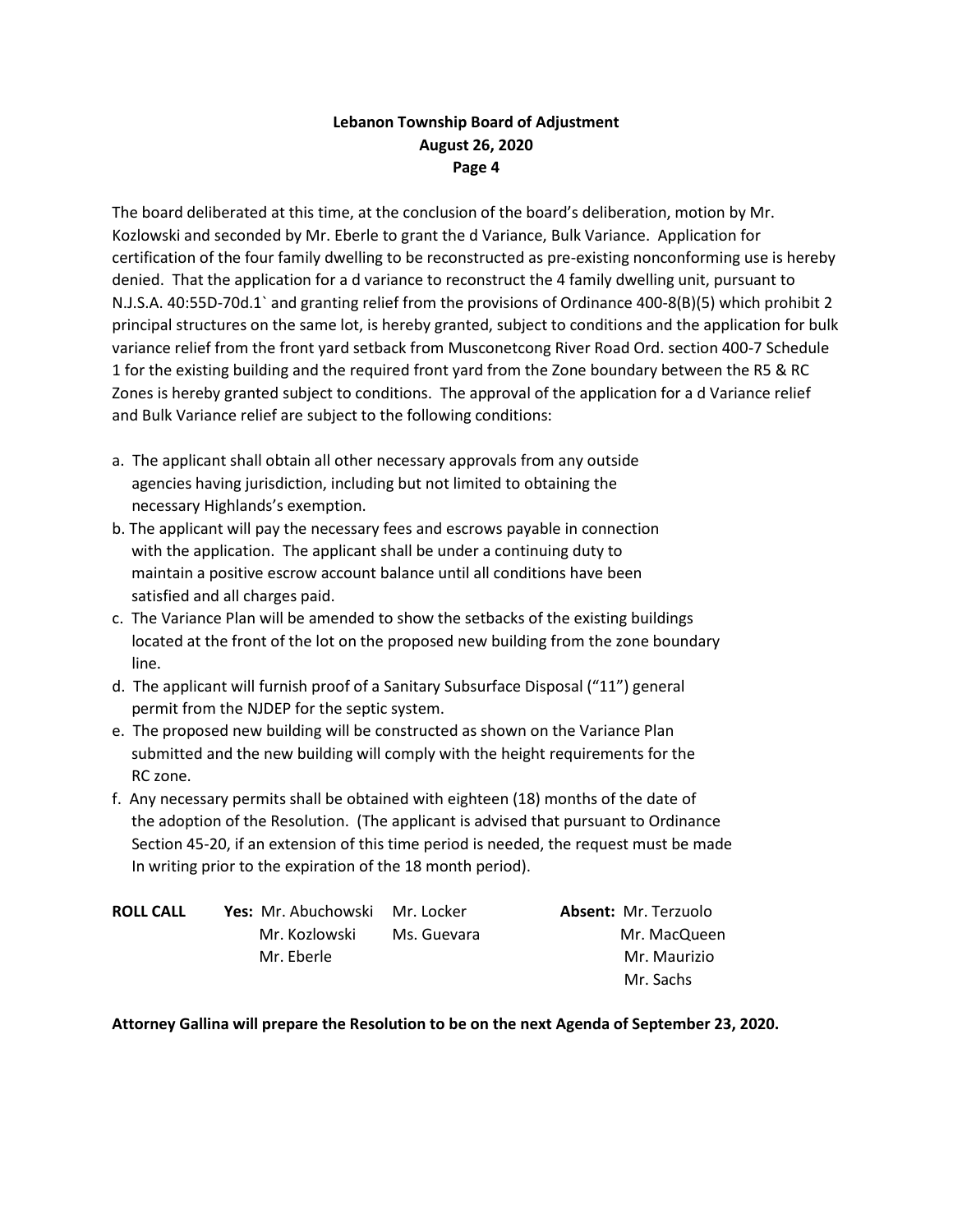The board deliberated at this time, at the conclusion of the board's deliberation, motion by Mr. Kozlowski and seconded by Mr. Eberle to grant the d Variance, Bulk Variance. Application for certification of the four family dwelling to be reconstructed as pre-existing nonconforming use is hereby denied. That the application for a d variance to reconstruct the 4 family dwelling unit, pursuant to N.J.S.A. 40:55D-70d.1` and granting relief from the provisions of Ordinance 400-8(B)(5) which prohibit 2 principal structures on the same lot, is hereby granted, subject to conditions and the application for bulk variance relief from the front yard setback from Musconetcong River Road Ord. section 400-7 Schedule 1 for the existing building and the required front yard from the Zone boundary between the R5 & RC Zones is hereby granted subject to conditions. The approval of the application for a d Variance relief and Bulk Variance relief are subject to the following conditions:

a. The applicant shall obtain all other necessary approvals from any outside agencies having jurisdiction, including but not limited to obtaining the necessary Highlands's exemption.
b. The applicant will pay the necessary fees and escrows payable in connection with the application. The applicant shall be under a continuing duty to maintain a positive escrow account balance until all conditions have been satisfied and all charges paid.
c. The Variance Plan will be amended to show the setbacks of the existing buildings located at the front of the lot on the proposed new building from the zone boundary line.
d. The applicant will furnish proof of a Sanitary Subsurface Disposal ("11") general permit from the NJDEP for the septic system.
e. The proposed new building will be constructed as shown on the Variance Plan submitted and the new building will comply with the height requirements for the RC zone.
f. Any necessary permits shall be obtained with eighteen (18) months of the date of the adoption of the Resolution. (The applicant is advised that pursuant to Ordinance Section 45-20, if an extension of this time period is needed, the request must be made In writing prior to the expiration of the 18 month period).

| **ROLL CALL** | **Yes:** Mr. Abuchowski | Mr. Locker | **Absent:** Mr. Terzuolo |
|---|---|---|---|
| | Mr. Kozlowski | Ms. Guevara | Mr. MacQueen |
| | Mr. Eberle | | Mr. Maurizio |
| | | | Mr. Sachs |

**Attorney Gallina will prepare the Resolution to be on the next Agenda of September 23, 2020.**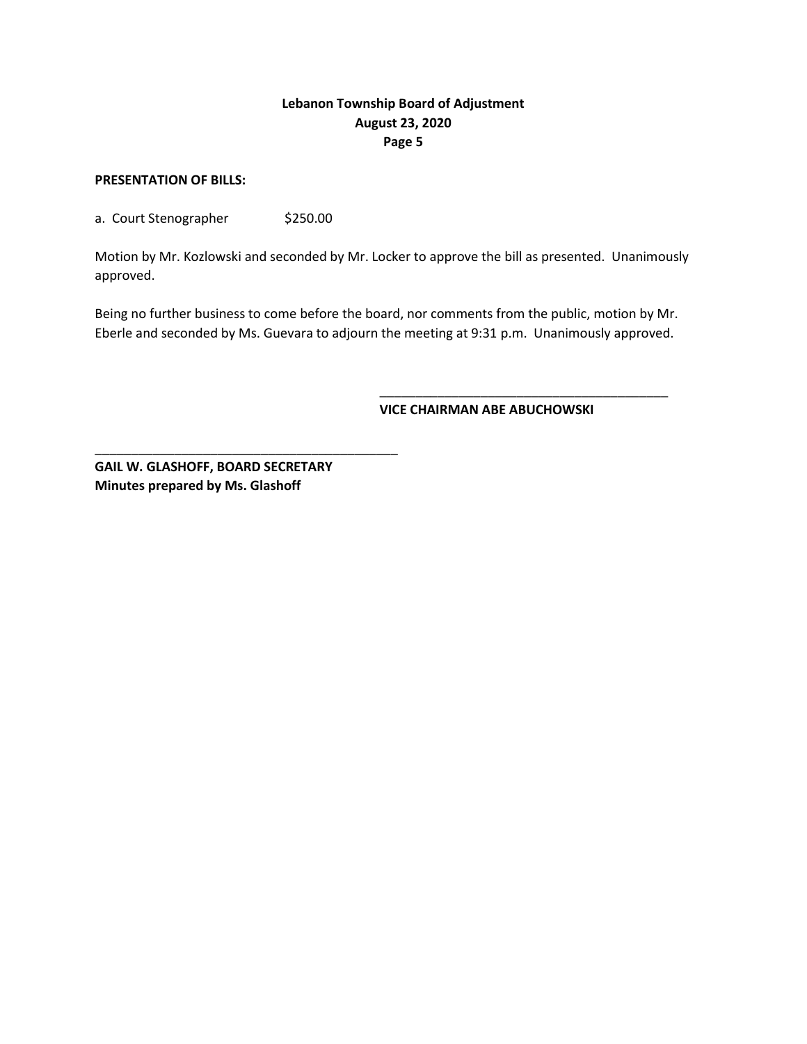**PRESENTATION OF BILLS:**

a. Court Stenographer $250.00

Motion by Mr. Kozlowski and seconded by Mr. Locker to approve the bill as presented. Unanimously approved.

Being no further business to come before the board, nor comments from the public, motion by Mr. Eberle and seconded by Ms. Guevara to adjourn the meeting at 9:31 p.m. Unanimously approved.

\_\_\_\_\_\_\_\_\_\_\_\_\_\_\_\_\_\_\_\_\_\_\_\_\_\_\_\_\_\_\_\_\_\_\_\_\_\_\_\_

**VICE CHAIRMAN ABE ABUCHOWSKI**

\_\_\_\_\_\_\_\_\_\_\_\_\_\_\_\_\_\_\_\_\_\_\_\_\_\_\_\_\_\_\_\_\_\_\_\_\_\_\_\_

**GAIL W. GLASHOFF, BOARD SECRETARY**
**Minutes prepared by Ms. Glashoff**